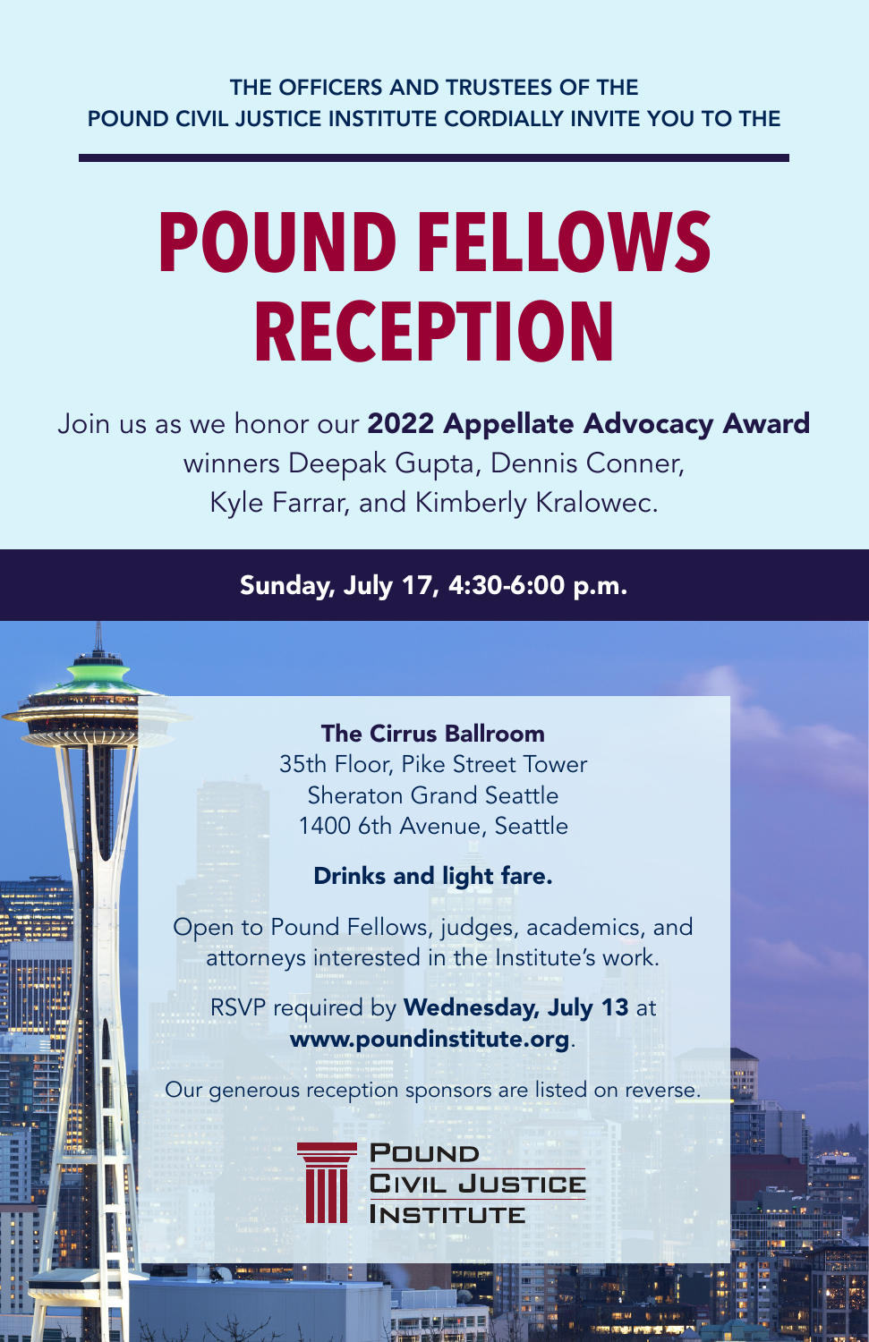THE OFFICERS AND TRUSTEES OF THE POUND CIVIL JUSTICE INSTITUTE CORDIALLY INVITE YOU TO THE

# POUND FELLOWS RECEPTION

Join us as we honor our **2022 Appellate Advocacy Award** winners Deepak Gupta, Dennis Conner, Kyle Farrar, and Kimberly Kralowec.

**Sunday, July 17, 4:30-6:00 p.m.**

**The Cirrus Ballroom**
35th Floor, Pike Street Tower
Sheraton Grand Seattle
1400 6th Avenue, Seattle

**Drinks and light fare.**

Open to Pound Fellows, judges, academics, and attorneys interested in the Institute's work.

RSVP required by **Wednesday, July 13** at **www.poundinstitute.org**.

Our generous reception sponsors are listed on reverse.

POUND CIVIL JUSTICE INSTITUTE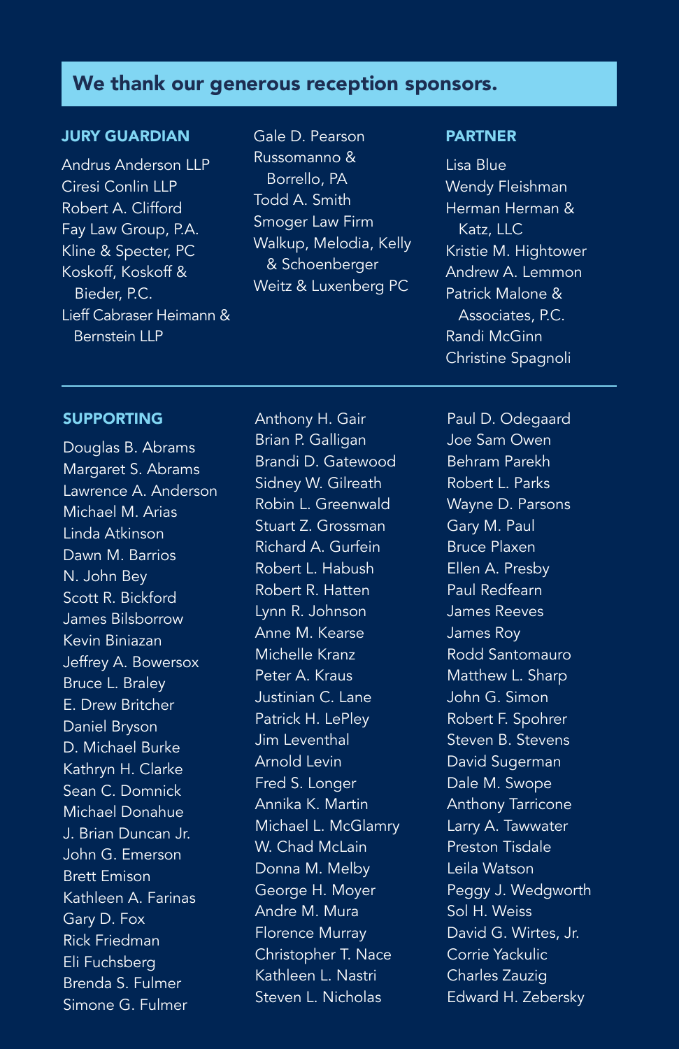## We thank our generous reception sponsors.

### JURY GUARDIAN

Andrus Anderson LLP
Ciresi Conlin LLP
Robert A. Clifford
Fay Law Group, P.A.
Kline & Specter, PC
Koskoff, Koskoff & Bieder, P.C.
Lieff Cabraser Heimann & Bernstein LLP
Gale D. Pearson
Russomanno & Borrello, PA
Todd A. Smith
Smoger Law Firm
Walkup, Melodia, Kelly & Schoenberger
Weitz & Luxenberg PC

### PARTNER

Lisa Blue
Wendy Fleishman
Herman Herman & Katz, LLC
Kristie M. Hightower
Andrew A. Lemmon
Patrick Malone & Associates, P.C.
Randi McGinn
Christine Spagnoli

---

### SUPPORTING

Douglas B. Abrams
Margaret S. Abrams
Lawrence A. Anderson
Michael M. Arias
Linda Atkinson
Dawn M. Barrios
N. John Bey
Scott R. Bickford
James Bilsborrow
Kevin Biniazan
Jeffrey A. Bowersox
Bruce L. Braley
E. Drew Britcher
Daniel Bryson
D. Michael Burke
Kathryn H. Clarke
Sean C. Domnick
Michael Donahue
J. Brian Duncan Jr.
John G. Emerson
Brett Emison
Kathleen A. Farinas
Gary D. Fox
Rick Friedman
Eli Fuchsberg
Brenda S. Fulmer
Simone G. Fulmer
Anthony H. Gair
Brian P. Galligan
Brandi D. Gatewood
Sidney W. Gilreath
Robin L. Greenwald
Stuart Z. Grossman
Richard A. Gurfein
Robert L. Habush
Robert R. Hatten
Lynn R. Johnson
Anne M. Kearse
Michelle Kranz
Peter A. Kraus
Justinian C. Lane
Patrick H. LePley
Jim Leventhal
Arnold Levin
Fred S. Longer
Annika K. Martin
Michael L. McGlamry
W. Chad McLain
Donna M. Melby
George H. Moyer
Andre M. Mura
Florence Murray
Christopher T. Nace
Kathleen L. Nastri
Steven L. Nicholas
Paul D. Odegaard
Joe Sam Owen
Behram Parekh
Robert L. Parks
Wayne D. Parsons
Gary M. Paul
Bruce Plaxen
Ellen A. Presby
Paul Redfearn
James Reeves
James Roy
Rodd Santomauro
Matthew L. Sharp
John G. Simon
Robert F. Spohrer
Steven B. Stevens
David Sugerman
Dale M. Swope
Anthony Tarricone
Larry A. Tawwater
Preston Tisdale
Leila Watson
Peggy J. Wedgworth
Sol H. Weiss
David G. Wirtes, Jr.
Corrie Yackulic
Charles Zauzig
Edward H. Zebersky